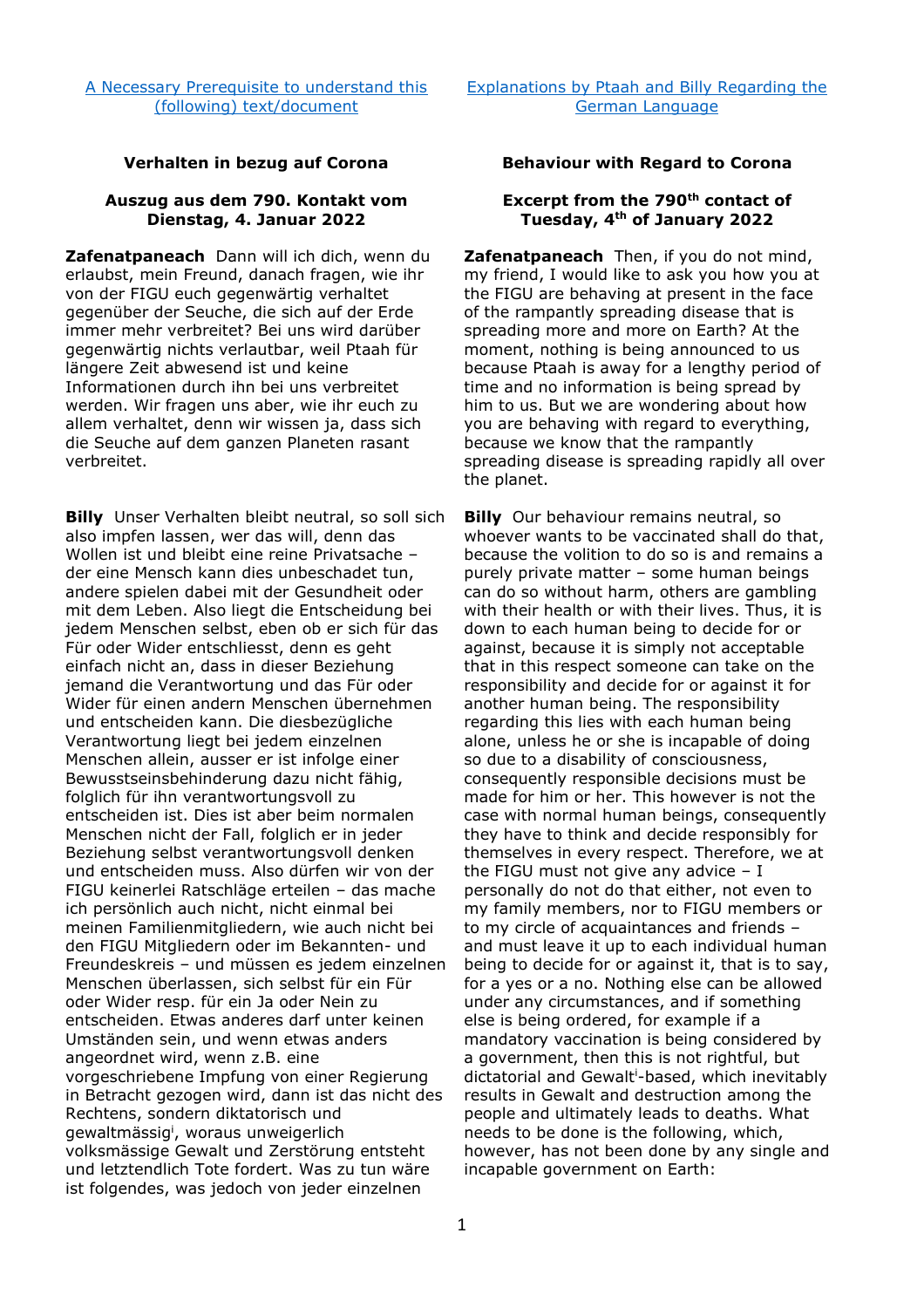[A Necessary Prerequisite to understand this (following) text/document]

[Explanations by Ptaah and Billy Regarding the German Language]

**Verhalten in bezug auf Corona**

**Auszug aus dem 790. Kontakt vom Dienstag, 4. Januar 2022**

**Zafenatpaneach** Dann will ich dich, wenn du erlaubst, mein Freund, danach fragen, wie ihr von der FIGU euch gegenwärtig verhaltet gegenüber der Seuche, die sich auf der Erde immer mehr verbreitet? Bei uns wird darüber gegenwärtig nichts verlautbar, weil Ptaah für längere Zeit abwesend ist und keine Informationen durch ihn bei uns verbreitet werden. Wir fragen uns aber, wie ihr euch zu allem verhaltet, denn wir wissen ja, dass sich die Seuche auf dem ganzen Planeten rasant verbreitet.

**Billy** Unser Verhalten bleibt neutral, so soll sich also impfen lassen, wer das will, denn das Wollen ist und bleibt eine reine Privatsache – der eine Mensch kann dies unbeschadet tun, andere spielen dabei mit der Gesundheit oder mit dem Leben. Also liegt die Entscheidung bei jedem Menschen selbst, eben ob er sich für das Für oder Wider entschliesst, denn es geht einfach nicht an, dass in dieser Beziehung jemand die Verantwortung und das Für oder Wider für einen andern Menschen übernehmen und entscheiden kann. Die diesbezügliche Verantwortung liegt bei jedem einzelnen Menschen allein, ausser er ist infolge einer Bewusstseinsbehinderung dazu nicht fähig, folglich für ihn verantwortungsvoll zu entscheiden ist. Dies ist aber beim normalen Menschen nicht der Fall, folglich er in jeder Beziehung selbst verantwortungsvoll denken und entscheiden muss. Also dürfen wir von der FIGU keinerlei Ratschläge erteilen – das mache ich persönlich auch nicht, nicht einmal bei meinen Familienmitgliedern, wie auch nicht bei den FIGU Mitgliedern oder im Bekannten- und Freundeskreis – und müssen es jedem einzelnen Menschen überlassen, sich selbst für ein Für oder Wider resp. für ein Ja oder Nein zu entscheiden. Etwas anderes darf unter keinen Umständen sein, und wenn etwas anders angeordnet wird, wenn z.B. eine vorgeschriebene Impfung von einer Regierung in Betracht gezogen wird, dann ist das nicht des Rechtens, sondern diktatorisch und gewaltmässig[i], woraus unweigerlich volksmässige Gewalt und Zerstörung entsteht und letztendlich Tote fordert. Was zu tun wäre ist folgendes, was jedoch von jeder einzelnen

**Behaviour with Regard to Corona**

**Excerpt from the 790th contact of Tuesday, 4th of January 2022**

**Zafenatpaneach** Then, if you do not mind, my friend, I would like to ask you how you at the FIGU are behaving at present in the face of the rampantly spreading disease that is spreading more and more on Earth? At the moment, nothing is being announced to us because Ptaah is away for a lengthy period of time and no information is being spread by him to us. But we are wondering about how you are behaving with regard to everything, because we know that the rampantly spreading disease is spreading rapidly all over the planet.

**Billy** Our behaviour remains neutral, so whoever wants to be vaccinated shall do that, because the volition to do so is and remains a purely private matter – some human beings can do so without harm, others are gambling with their health or with their lives. Thus, it is down to each human being to decide for or against, because it is simply not acceptable that in this respect someone can take on the responsibility and decide for or against it for another human being. The responsibility regarding this lies with each human being alone, unless he or she is incapable of doing so due to a disability of consciousness, consequently responsible decisions must be made for him or her. This however is not the case with normal human beings, consequently they have to think and decide responsibly for themselves in every respect. Therefore, we at the FIGU must not give any advice – I personally do not do that either, not even to my family members, nor to FIGU members or to my circle of acquaintances and friends – and must leave it up to each individual human being to decide for or against it, that is to say, for a yes or a no. Nothing else can be allowed under any circumstances, and if something else is being ordered, for example if a mandatory vaccination is being considered by a government, then this is not rightful, but dictatorial and Gewalt[i]-based, which inevitably results in Gewalt and destruction among the people and ultimately leads to deaths. What needs to be done is the following, which, however, has not been done by any single and incapable government on Earth: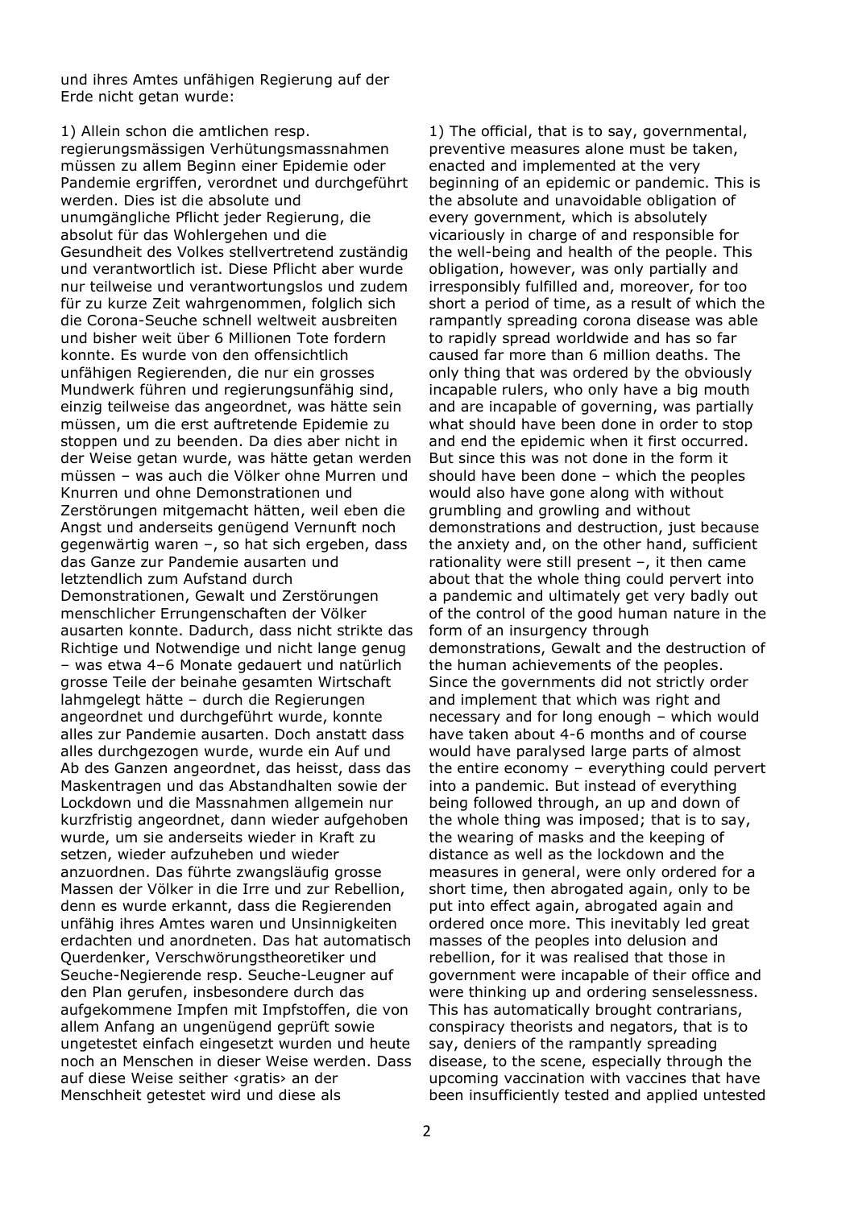und ihres Amtes unfähigen Regierung auf der Erde nicht getan wurde:

1) Allein schon die amtlichen resp. regierungsmässigen Verhütungsmassnahmen müssen zu allem Beginn einer Epidemie oder Pandemie ergriffen, verordnet und durchgeführt werden. Dies ist die absolute und unumgängliche Pflicht jeder Regierung, die absolut für das Wohlergehen und die Gesundheit des Volkes stellvertretend zuständig und verantwortlich ist. Diese Pflicht aber wurde nur teilweise und verantwortungslos und zudem für zu kurze Zeit wahrgenommen, folglich sich die Corona-Seuche schnell weltweit ausbreiten und bisher weit über 6 Millionen Tote fordern konnte. Es wurde von den offensichtlich unfähigen Regierenden, die nur ein grosses Mundwerk führen und regierungsunfähig sind, einzig teilweise das angeordnet, was hätte sein müssen, um die erst auftretende Epidemie zu stoppen und zu beenden. Da dies aber nicht in der Weise getan wurde, was hätte getan werden müssen – was auch die Völker ohne Murren und Knurren und ohne Demonstrationen und Zerstörungen mitgemacht hätten, weil eben die Angst und anderseits genügend Vernunft noch gegenwärtig waren –, so hat sich ergeben, dass das Ganze zur Pandemie ausarten und letztendlich zum Aufstand durch Demonstrationen, Gewalt und Zerstörungen menschlicher Errungenschaften der Völker ausarten konnte. Dadurch, dass nicht strikte das Richtige und Notwendige und nicht lange genug – was etwa 4–6 Monate gedauert und natürlich grosse Teile der beinahe gesamten Wirtschaft lahmgelegt hätte – durch die Regierungen angeordnet und durchgeführt wurde, konnte alles zur Pandemie ausarten. Doch anstatt dass alles durchgezogen wurde, wurde ein Auf und Ab des Ganzen angeordnet, das heisst, dass das Maskentragen und das Abstandhalten sowie der Lockdown und die Massnahmen allgemein nur kurzfristig angeordnet, dann wieder aufgehoben wurde, um sie anderseits wieder in Kraft zu setzen, wieder aufzuheben und wieder anzuordnen. Das führte zwangsläufig grosse Massen der Völker in die Irre und zur Rebellion, denn es wurde erkannt, dass die Regierenden unfähig ihres Amtes waren und Unsinnigkeiten erdachten und anordneten. Das hat automatisch Querdenker, Verschwörungstheoretiker und Seuche-Negierende resp. Seuche-Leugner auf den Plan gerufen, insbesondere durch das aufgekommene Impfen mit Impfstoffen, die von allem Anfang an ungenügend geprüft sowie ungetestet einfach eingesetzt wurden und heute noch an Menschen in dieser Weise werden. Dass auf diese Weise seither ‹gratis› an der Menschheit getestet wird und diese als

1) The official, that is to say, governmental, preventive measures alone must be taken, enacted and implemented at the very beginning of an epidemic or pandemic. This is the absolute and unavoidable obligation of every government, which is absolutely vicariously in charge of and responsible for the well-being and health of the people. This obligation, however, was only partially and irresponsibly fulfilled and, moreover, for too short a period of time, as a result of which the rampantly spreading corona disease was able to rapidly spread worldwide and has so far caused far more than 6 million deaths. The only thing that was ordered by the obviously incapable rulers, who only have a big mouth and are incapable of governing, was partially what should have been done in order to stop and end the epidemic when it first occurred. But since this was not done in the form it should have been done – which the peoples would also have gone along with without grumbling and growling and without demonstrations and destruction, just because the anxiety and, on the other hand, sufficient rationality were still present –, it then came about that the whole thing could pervert into a pandemic and ultimately get very badly out of the control of the good human nature in the form of an insurgency through demonstrations, Gewalt and the destruction of the human achievements of the peoples. Since the governments did not strictly order and implement that which was right and necessary and for long enough – which would have taken about 4-6 months and of course would have paralysed large parts of almost the entire economy – everything could pervert into a pandemic. But instead of everything being followed through, an up and down of the whole thing was imposed; that is to say, the wearing of masks and the keeping of distance as well as the lockdown and the measures in general, were only ordered for a short time, then abrogated again, only to be put into effect again, abrogated again and ordered once more. This inevitably led great masses of the peoples into delusion and rebellion, for it was realised that those in government were incapable of their office and were thinking up and ordering senselessness. This has automatically brought contrarians, conspiracy theorists and negators, that is to say, deniers of the rampantly spreading disease, to the scene, especially through the upcoming vaccination with vaccines that have been insufficiently tested and applied untested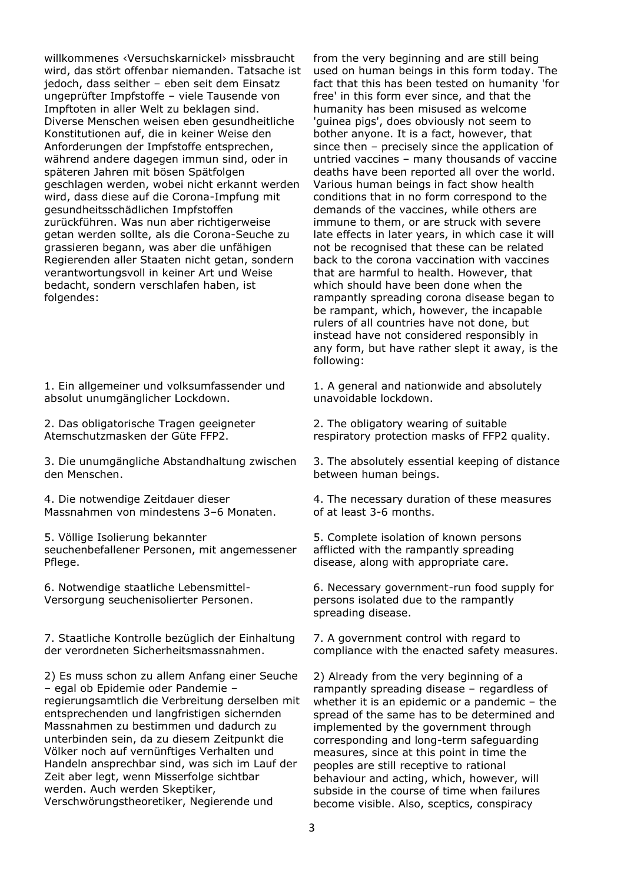willkommenes ‹Versuchskarnickel› missbraucht wird, das stört offenbar niemanden. Tatsache ist jedoch, dass seither – eben seit dem Einsatz ungeprüfter Impfstoffe – viele Tausende von Impftoten in aller Welt zu beklagen sind. Diverse Menschen weisen eben gesundheitliche Konstitutionen auf, die in keiner Weise den Anforderungen der Impfstoffe entsprechen, während andere dagegen immun sind, oder in späteren Jahren mit bösen Spätfolgen geschlagen werden, wobei nicht erkannt werden wird, dass diese auf die Corona-Impfung mit gesundheitsschädlichen Impfstoffen zurückführen. Was nun aber richtigerweise getan werden sollte, als die Corona-Seuche zu grassieren begann, was aber die unfähigen Regierenden aller Staaten nicht getan, sondern verantwortungsvoll in keiner Art und Weise bedacht, sondern verschlafen haben, ist folgendes:

from the very beginning and are still being used on human beings in this form today. The fact that this has been tested on humanity 'for free' in this form ever since, and that the humanity has been misused as welcome 'guinea pigs', does obviously not seem to bother anyone. It is a fact, however, that since then – precisely since the application of untried vaccines – many thousands of vaccine deaths have been reported all over the world. Various human beings in fact show health conditions that in no form correspond to the demands of the vaccines, while others are immune to them, or are struck with severe late effects in later years, in which case it will not be recognised that these can be related back to the corona vaccination with vaccines that are harmful to health. However, that which should have been done when the rampantly spreading corona disease began to be rampant, which, however, the incapable rulers of all countries have not done, but instead have not considered responsibly in any form, but have rather slept it away, is the following:

1. Ein allgemeiner und volksumfassender und absolut unumgänglicher Lockdown.

1. A general and nationwide and absolutely unavoidable lockdown.

2. Das obligatorische Tragen geeigneter Atemschutzmasken der Güte FFP2.

2. The obligatory wearing of suitable respiratory protection masks of FFP2 quality.

3. Die unumgängliche Abstandhaltung zwischen den Menschen.

3. The absolutely essential keeping of distance between human beings.

4. Die notwendige Zeitdauer dieser Massnahmen von mindestens 3–6 Monaten.

4. The necessary duration of these measures of at least 3-6 months.

5. Völlige Isolierung bekannter seuchenbefallener Personen, mit angemessener Pflege.

5. Complete isolation of known persons afflicted with the rampantly spreading disease, along with appropriate care.

6. Notwendige staatliche Lebensmittel-Versorgung seuchenisolierter Personen.

6. Necessary government-run food supply for persons isolated due to the rampantly spreading disease.

7. Staatliche Kontrolle bezüglich der Einhaltung der verordneten Sicherheitsmassnahmen.

7. A government control with regard to compliance with the enacted safety measures.

2) Es muss schon zu allem Anfang einer Seuche – egal ob Epidemie oder Pandemie – regierungsamtlich die Verbreitung derselben mit entsprechenden und langfristigen sichernden Massnahmen zu bestimmen und dadurch zu unterbinden sein, da zu diesem Zeitpunkt die Völker noch auf vernünftiges Verhalten und Handeln ansprechbar sind, was sich im Lauf der Zeit aber legt, wenn Misserfolge sichtbar werden. Auch werden Skeptiker, Verschwörungstheoretiker, Negierende und

2) Already from the very beginning of a rampantly spreading disease – regardless of whether it is an epidemic or a pandemic – the spread of the same has to be determined and implemented by the government through corresponding and long-term safeguarding measures, since at this point in time the peoples are still receptive to rational behaviour and acting, which, however, will subside in the course of time when failures become visible. Also, sceptics, conspiracy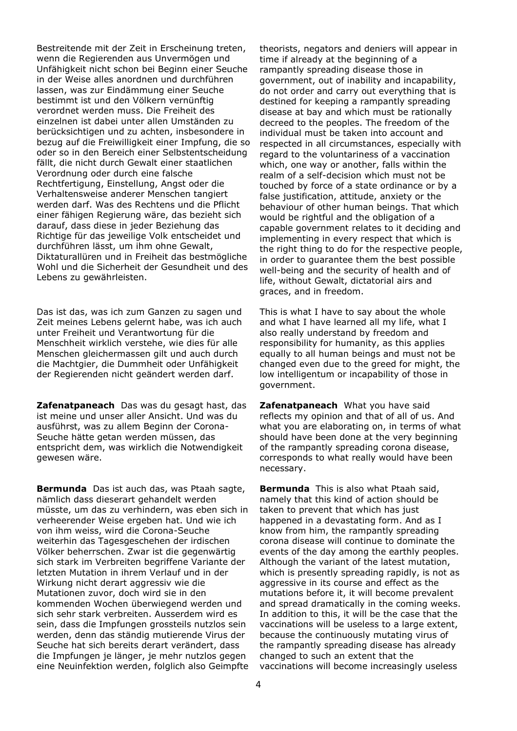Bestreitende mit der Zeit in Erscheinung treten, wenn die Regierenden aus Unvermögen und Unfähigkeit nicht schon bei Beginn einer Seuche in der Weise alles anordnen und durchführen lassen, was zur Eindämmung einer Seuche bestimmt ist und den Völkern vernünftig verordnet werden muss. Die Freiheit des einzelnen ist dabei unter allen Umständen zu berücksichtigen und zu achten, insbesondere in bezug auf die Freiwilligkeit einer Impfung, die so oder so in den Bereich einer Selbstentscheidung fällt, die nicht durch Gewalt einer staatlichen Verordnung oder durch eine falsche Rechtfertigung, Einstellung, Angst oder die Verhaltensweise anderer Menschen tangiert werden darf. Was des Rechtens und die Pflicht einer fähigen Regierung wäre, das bezieht sich darauf, dass diese in jeder Beziehung das Richtige für das jeweilige Volk entscheidet und durchführen lässt, um ihm ohne Gewalt, Diktaturallüren und in Freiheit das bestmögliche Wohl und die Sicherheit der Gesundheit und des Lebens zu gewährleisten.

theorists, negators and deniers will appear in time if already at the beginning of a rampantly spreading disease those in government, out of inability and incapability, do not order and carry out everything that is destined for keeping a rampantly spreading disease at bay and which must be rationally decreed to the peoples. The freedom of the individual must be taken into account and respected in all circumstances, especially with regard to the voluntariness of a vaccination which, one way or another, falls within the realm of a self-decision which must not be touched by force of a state ordinance or by a false justification, attitude, anxiety or the behaviour of other human beings. That which would be rightful and the obligation of a capable government relates to it deciding and implementing in every respect that which is the right thing to do for the respective people, in order to guarantee them the best possible well-being and the security of health and of life, without Gewalt, dictatorial airs and graces, and in freedom.

Das ist das, was ich zum Ganzen zu sagen und Zeit meines Lebens gelernt habe, was ich auch unter Freiheit und Verantwortung für die Menschheit wirklich verstehe, wie dies für alle Menschen gleichermassen gilt und auch durch die Machtgier, die Dummheit oder Unfähigkeit der Regierenden nicht geändert werden darf.

This is what I have to say about the whole and what I have learned all my life, what I also really understand by freedom and responsibility for humanity, as this applies equally to all human beings and must not be changed even due to the greed for might, the low intelligentum or incapability of those in government.

**Zafenatpaneach** Das was du gesagt hast, das ist meine und unser aller Ansicht. Und was du ausführst, was zu allem Beginn der Corona-Seuche hätte getan werden müssen, das entspricht dem, was wirklich die Notwendigkeit gewesen wäre.

**Zafenatpaneach** What you have said reflects my opinion and that of all of us. And what you are elaborating on, in terms of what should have been done at the very beginning of the rampantly spreading corona disease, corresponds to what really would have been necessary.

**Bermunda** Das ist auch das, was Ptaah sagte, nämlich dass dieserart gehandelt werden müsste, um das zu verhindern, was eben sich in verheerender Weise ergeben hat. Und wie ich von ihm weiss, wird die Corona-Seuche weiterhin das Tagesgeschehen der irdischen Völker beherrschen. Zwar ist die gegenwärtig sich stark im Verbreiten begriffene Variante der letzten Mutation in ihrem Verlauf und in der Wirkung nicht derart aggressiv wie die Mutationen zuvor, doch wird sie in den kommenden Wochen überwiegend werden und sich sehr stark verbreiten. Ausserdem wird es sein, dass die Impfungen grossteils nutzlos sein werden, denn das ständig mutierende Virus der Seuche hat sich bereits derart verändert, dass die Impfungen je länger, je mehr nutzlos gegen eine Neuinfektion werden, folglich also Geimpfte

**Bermunda** This is also what Ptaah said, namely that this kind of action should be taken to prevent that which has just happened in a devastating form. And as I know from him, the rampantly spreading corona disease will continue to dominate the events of the day among the earthly peoples. Although the variant of the latest mutation, which is presently spreading rapidly, is not as aggressive in its course and effect as the mutations before it, it will become prevalent and spread dramatically in the coming weeks. In addition to this, it will be the case that the vaccinations will be useless to a large extent, because the continuously mutating virus of the rampantly spreading disease has already changed to such an extent that the vaccinations will become increasingly useless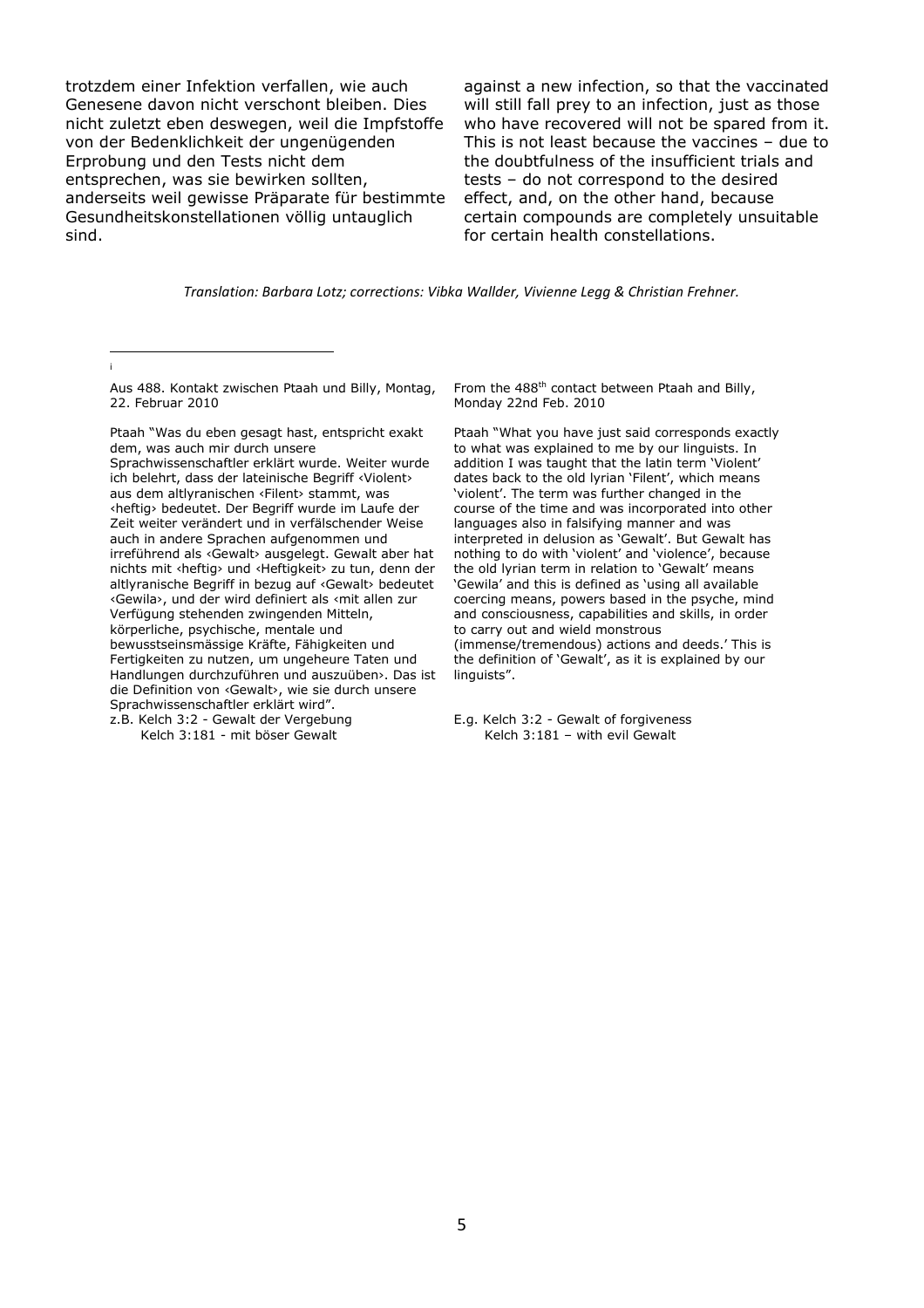trotzdem einer Infektion verfallen, wie auch Genesene davon nicht verschont bleiben. Dies nicht zuletzt eben deswegen, weil die Impfstoffe von der Bedenklichkeit der ungenügenden Erprobung und den Tests nicht dem entsprechen, was sie bewirken sollten, anderseits weil gewisse Präparate für bestimmte Gesundheitskonstellationen völlig untauglich sind.

against a new infection, so that the vaccinated will still fall prey to an infection, just as those who have recovered will not be spared from it. This is not least because the vaccines – due to the doubtfulness of the insufficient trials and tests – do not correspond to the desired effect, and, on the other hand, because certain compounds are completely unsuitable for certain health constellations.

*Translation: Barbara Lotz; corrections: Vibka Wallder, Vivienne Legg & Christian Frehner.*

---

i

Aus 488. Kontakt zwischen Ptaah und Billy, Montag, 22. Februar 2010

Ptaah "Was du eben gesagt hast, entspricht exakt dem, was auch mir durch unsere Sprachwissenschaftler erklärt wurde. Weiter wurde ich belehrt, dass der lateinische Begriff ‹Violent› aus dem altlyranischen ‹Filent› stammt, was ‹heftig› bedeutet. Der Begriff wurde im Laufe der Zeit weiter verändert und in verfälschender Weise auch in andere Sprachen aufgenommen und irreführend als ‹Gewalt› ausgelegt. Gewalt aber hat nichts mit ‹heftig› und ‹Heftigkeit› zu tun, denn der altlyranische Begriff in bezug auf ‹Gewalt› bedeutet ‹Gewila›, und der wird definiert als ‹mit allen zur Verfügung stehenden zwingenden Mitteln, körperliche, psychische, mentale und bewusstseinsmässige Kräfte, Fähigkeiten und Fertigkeiten zu nutzen, um ungeheure Taten und Handlungen durchzuführen und auszuüben›. Das ist die Definition von ‹Gewalt›, wie sie durch unsere Sprachwissenschaftler erklärt wird".

z.B. Kelch 3:2 - Gewalt der Vergebung
Kelch 3:181 - mit böser Gewalt

From the 488th contact between Ptaah and Billy, Monday 22nd Feb. 2010

Ptaah "What you have just said corresponds exactly to what was explained to me by our linguists. In addition I was taught that the latin term 'Violent' dates back to the old lyrian 'Filent', which means 'violent'. The term was further changed in the course of the time and was incorporated into other languages also in falsifying manner and was interpreted in delusion as 'Gewalt'. But Gewalt has nothing to do with 'violent' and 'violence', because the old lyrian term in relation to 'Gewalt' means 'Gewila' and this is defined as 'using all available coercing means, powers based in the psyche, mind and consciousness, capabilities and skills, in order to carry out and wield monstrous (immense/tremendous) actions and deeds.' This is the definition of 'Gewalt', as it is explained by our linguists".

E.g. Kelch 3:2 - Gewalt of forgiveness
Kelch 3:181 – with evil Gewalt